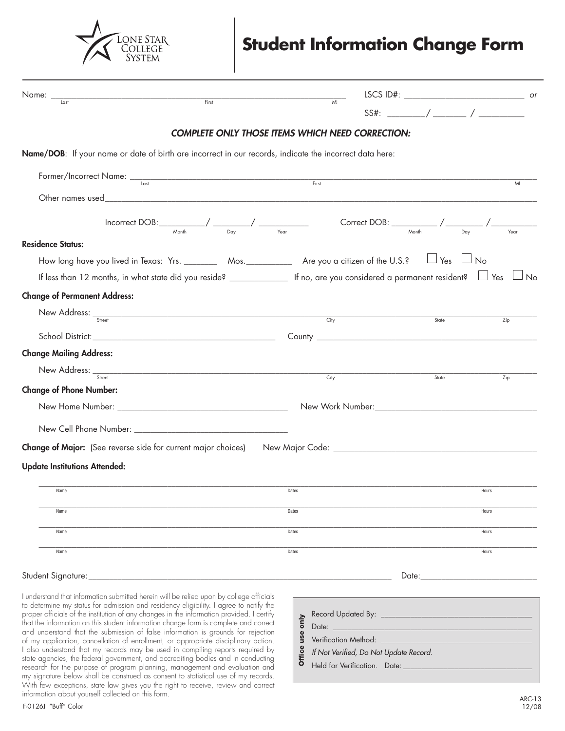Lone Star College System

# Student Information Change Form

Name: ______________________________________________ (Last / First / MI)

LSCS ID#: ____________________ *or*

SS#: ______ / ______ / ________

***COMPLETE ONLY THOSE ITEMS WHICH NEED CORRECTION:***

**Name/DOB**: If your name or date of birth are incorrect in our records, indicate the incorrect data here:

Former/Incorrect Name: ______________________________________________ (Last / First / MI)

Other names used ______________________________________________

Incorrect DOB: ______ / ______ / ______ (Month / Day / Year)  Correct DOB: ______ / ______ / ______ (Month / Day / Year)

**Residence Status:**

How long have you lived in Texas: Yrs. ______ Mos. ______ Are you a citizen of the U.S.? ☐ Yes ☐ No

If less than 12 months, in what state did you reside? __________ If no, are you considered a permanent resident? ☐ Yes ☐ No

**Change of Permanent Address:**

New Address: ______________________________________________ (Street / City / State / Zip)

School District: ______________________ County ______________________

**Change Mailing Address:**

New Address: ______________________________________________ (Street / City / State / Zip)

**Change of Phone Number:**

New Home Number: ______________________ New Work Number: ______________________

New Cell Phone Number: ______________________

**Change of Major:** (See reverse side for current major choices) New Major Code: ______________________

**Update Institutions Attended:**

| Name | Dates | Hours |
|---|---|---|
| | | |
| | | |
| | | |
| | | |

Student Signature: ______________________________________________ Date: ______________

I understand that information submitted herein will be relied upon by college officials to determine my status for admission and residency eligibility. I agree to notify the proper officials of the institution of any changes in the information provided. I certify that the information on this student information change form is complete and correct and understand that the submission of false information is grounds for rejection of my application, cancellation of enrollment, or appropriate disciplinary action. I also understand that my records may be used in compiling reports required by state agencies, the federal government, and accrediting bodies and in conducting research for the purpose of program planning, management and evaluation and my signature below shall be construed as consent to statistical use of my records. With few exceptions, state law gives you the right to receive, review and correct information about yourself collected on this form.

**Office use only**

Record Updated By: ______________________

Date: ______________________

Verification Method: ______________________

*If Not Verified, Do Not Update Record.*

Held for Verification. Date: ______________________

F-0126J "Buff" Color

ARC-13
12/08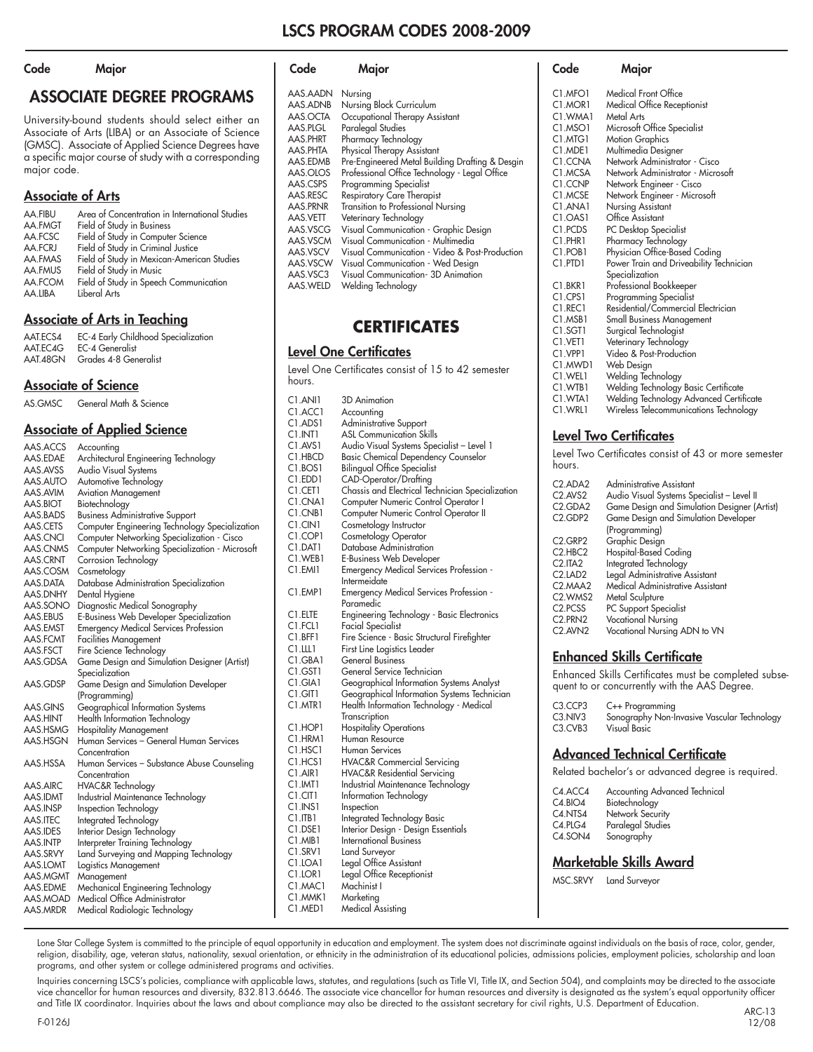# LSCS PROGRAM CODES 2008-2009

## ASSOCIATE DEGREE PROGRAMS

University-bound students should select either an Associate of Arts (LIBA) or an Associate of Science (GMSC). Associate of Applied Science Degrees have a specific major course of study with a corresponding major code.

### Associate of Arts

| Code | Major |
|---|---|
| AA.FIBU | Area of Concentration in International Studies |
| AA.FMGT | Field of Study in Business |
| AA.FCSC | Field of Study in Computer Science |
| AA.FCRJ | Field of Study in Criminal Justice |
| AA.FMAS | Field of Study in Mexican-American Studies |
| AA.FMUS | Field of Study in Music |
| AA.FCOM | Field of Study in Speech Communication |
| AA.LIBA | Liberal Arts |

### Associate of Arts in Teaching

| Code | Major |
|---|---|
| AAT.ECS4 | EC-4 Early Childhood Specialization |
| AAT.EC4G | EC-4 Generalist |
| AAT.48GN | Grades 4-8 Generalist |

### Associate of Science

| Code | Major |
|---|---|
| AS.GMSC | General Math & Science |

### Associate of Applied Science

| Code | Major |
|---|---|
| AAS.ACCS | Accounting |
| AAS.EDAE | Architectural Engineering Technology |
| AAS.AVSS | Audio Visual Systems |
| AAS.AUTO | Automotive Technology |
| AAS.AVIM | Aviation Management |
| AAS.BIOT | Biotechnology |
| AAS.BADS | Business Administrative Support |
| AAS.CETS | Computer Engineering Technology Specialization |
| AAS.CNCI | Computer Networking Specialization - Cisco |
| AAS.CNMS | Computer Networking Specialization - Microsoft |
| AAS.CRNT | Corrosion Technology |
| AAS.COSM | Cosmetology |
| AAS.DATA | Database Administration Specialization |
| AAS.DNHY | Dental Hygiene |
| AAS.SONO | Diagnostic Medical Sonography |
| AAS.EBUS | E-Business Web Developer Specialization |
| AAS.EMST | Emergency Medical Services Profession |
| AAS.FCMT | Facilities Management |
| AAS.FSCT | Fire Science Technology |
| AAS.GDSA | Game Design and Simulation Designer (Artist) Specialization |
| AAS.GDSP | Game Design and Simulation Developer (Programming) |
| AAS.GINS | Geographical Information Systems |
| AAS.HINT | Health Information Technology |
| AAS.HSMG | Hospitality Management |
| AAS.HSGN | Human Services – General Human Services Concentration |
| AAS.HSSA | Human Services – Substance Abuse Counseling Concentration |
| AAS.AIRC | HVAC&R Technology |
| AAS.IDMT | Industrial Maintenance Technology |
| AAS.INSP | Inspection Technology |
| AAS.ITEC | Integrated Technology |
| AAS.IDES | Interior Design Technology |
| AAS.INTP | Interpreter Training Technology |
| AAS.SRVY | Land Surveying and Mapping Technology |
| AAS.LOMT | Logistics Management |
| AAS.MGMT | Management |
| AAS.EDME | Mechanical Engineering Technology |
| AAS.MOAD | Medical Office Administrator |
| AAS.MRDR | Medical Radiologic Technology |
| AAS.AADN | Nursing |
| AAS.ADNB | Nursing Block Curriculum |
| AAS.OCTA | Occupational Therapy Assistant |
| AAS.PLGL | Paralegal Studies |
| AAS.PHRT | Pharmacy Technology |
| AAS.PHTA | Physical Therapy Assistant |
| AAS.EDMB | Pre-Engineered Metal Building Drafting & Desgin |
| AAS.OLOS | Professional Office Technology - Legal Office |
| AAS.CSPS | Programming Specialist |
| AAS.RESC | Respiratory Care Therapist |
| AAS.PRNR | Transition to Professional Nursing |
| AAS.VETT | Veterinary Technology |
| AAS.VSCG | Visual Communication - Graphic Design |
| AAS.VSCM | Visual Communication - Multimedia |
| AAS.VSCV | Visual Communication - Video & Post-Production |
| AAS.VSCW | Visual Communication - Wed Design |
| AAS.VSC3 | Visual Communication- 3D Animation |
| AAS.WELD | Welding Technology |

## CERTIFICATES

### Level One Certificates

Level One Certificates consist of 15 to 42 semester hours.

| Code | Major |
|---|---|
| C1.ANI1 | 3D Animation |
| C1.ACC1 | Accounting |
| C1.ADS1 | Administrative Support |
| C1.INT1 | ASL Communication Skills |
| C1.AVS1 | Audio Visual Systems Specialist – Level 1 |
| C1.HBCD | Basic Chemical Dependency Counselor |
| C1.BOS1 | Bilingual Office Specialist |
| C1.EDD1 | CAD-Operator/Drafting |
| C1.CET1 | Chassis and Electrical Technician Specialization |
| C1.CNA1 | Computer Numeric Control Operator I |
| C1.CNB1 | Computer Numeric Control Operator II |
| C1.CIN1 | Cosmetology Instructor |
| C1.COP1 | Cosmetology Operator |
| C1.DAT1 | Database Administration |
| C1.WEB1 | E-Business Web Developer |
| C1.EMI1 | Emergency Medical Services Profession - Intermeidate |
| C1.EMP1 | Emergency Medical Services Profession - Paramedic |
| C1.ELTE | Engineering Technology - Basic Electronics |
| C1.FCL1 | Facial Specialist |
| C1.BFF1 | Fire Science - Basic Structural Firefighter |
| C1.LLL1 | First Line Logistics Leader |
| C1.GBA1 | General Business |
| C1.GST1 | General Service Technician |
| C1.GIA1 | Geographical Information Systems Analyst |
| C1.GIT1 | Geographical Information Systems Technician |
| C1.MTR1 | Health Information Technology - Medical Transcription |
| C1.HOP1 | Hospitality Operations |
| C1.HRM1 | Human Resource |
| C1.HSC1 | Human Services |
| C1.HCS1 | HVAC&R Commercial Servicing |
| C1.AIR1 | HVAC&R Residential Servicing |
| C1.IMT1 | Industrial Maintenance Technology |
| C1.CIT1 | Information Technology |
| C1.INS1 | Inspection |
| C1.ITB1 | Integrated Technology Basic |
| C1.DSE1 | Interior Design - Design Essentials |
| C1.MIB1 | International Business |
| C1.SRV1 | Land Surveyor |
| C1.LOA1 | Legal Office Assistant |
| C1.LOR1 | Legal Office Receptionist |
| C1.MAC1 | Machinist I |
| C1.MMK1 | Marketing |
| C1.MED1 | Medical Assisting |
| C1.MFO1 | Medical Front Office |
| C1.MOR1 | Medical Office Receptionist |
| C1.WMA1 | Metal Arts |
| C1.MSO1 | Microsoft Office Specialist |
| C1.MTG1 | Motion Graphics |
| C1.MDE1 | Multimedia Designer |
| C1.CCNA | Network Administrator - Cisco |
| C1.MCSA | Network Administrator - Microsoft |
| C1.CCNP | Network Engineer - Cisco |
| C1.MCSE | Network Engineer - Microsoft |
| C1.ANA1 | Nursing Assistant |
| C1.OAS1 | Office Assistant |
| C1.PCDS | PC Desktop Specialist |
| C1.PHR1 | Pharmacy Technology |
| C1.POB1 | Physician Office-Based Coding |
| C1.PTD1 | Power Train and Driveability Technician Specialization |
| C1.BKR1 | Professional Bookkeeper |
| C1.CPS1 | Programming Specialist |
| C1.REC1 | Residential/Commercial Electrician |
| C1.MSB1 | Small Business Management |
| C1.SGT1 | Surgical Technologist |
| C1.VET1 | Veterinary Technology |
| C1.VPP1 | Video & Post-Production |
| C1.MWD1 | Web Design |
| C1.WEL1 | Welding Technology |
| C1.WTB1 | Welding Technology Basic Certificate |
| C1.WTA1 | Welding Technology Advanced Certificate |
| C1.WRL1 | Wireless Telecommunications Technology |

### Level Two Certificates

Level Two Certificates consist of 43 or more semester hours.

| Code | Major |
|---|---|
| C2.ADA2 | Administrative Assistant |
| C2.AVS2 | Audio Visual Systems Specialist – Level II |
| C2.GDA2 | Game Design and Simulation Designer (Artist) |
| C2.GDP2 | Game Design and Simulation Developer (Programming) |
| C2.GRP2 | Graphic Design |
| C2.HBC2 | Hospital-Based Coding |
| C2.ITA2 | Integrated Technology |
| C2.LAD2 | Legal Administrative Assistant |
| C2.MAA2 | Medical Administrative Assistant |
| C2.WMS2 | Metal Sculpture |
| C2.PCSS | PC Support Specialist |
| C2.PRN2 | Vocational Nursing |
| C2.AVN2 | Vocational Nursing ADN to VN |

### Enhanced Skills Certificate

Enhanced Skills Certificates must be completed subsequent to or concurrently with the AAS Degree.

| Code | Major |
|---|---|
| C3.CCP3 | C++ Programming |
| C3.NIV3 | Sonography Non-Invasive Vascular Technology |
| C3.CVB3 | Visual Basic |

### Advanced Technical Certificate

Related bachelor's or advanced degree is required.

| Code | Major |
|---|---|
| C4.ACC4 | Accounting Advanced Technical |
| C4.BIO4 | Biotechnology |
| C4.NTS4 | Network Security |
| C4.PLG4 | Paralegal Studies |
| C4.SON4 | Sonography |

### Marketable Skills Award

| Code | Major |
|---|---|
| MSC.SRVY | Land Surveyor |

Lone Star College System is committed to the principle of equal opportunity in education and employment. The system does not discriminate against individuals on the basis of race, color, gender, religion, disability, age, veteran status, nationality, sexual orientation, or ethnicity in the administration of its educational policies, admissions policies, employment policies, scholarship and loan programs, and other system or college administered programs and activities.

Inquiries concerning LSCS's policies, compliance with applicable laws, statutes, and regulations (such as Title VI, Title IX, and Section 504), and complaints may be directed to the associate vice chancellor for human resources and diversity, 832.813.6646. The associate vice chancellor for human resources and diversity is designated as the system's equal opportunity officer and Title IX coordinator. Inquiries about the laws and about compliance may also be directed to the assistant secretary for civil rights, U.S. Department of Education.

F-0126J

ARC-13
12/08